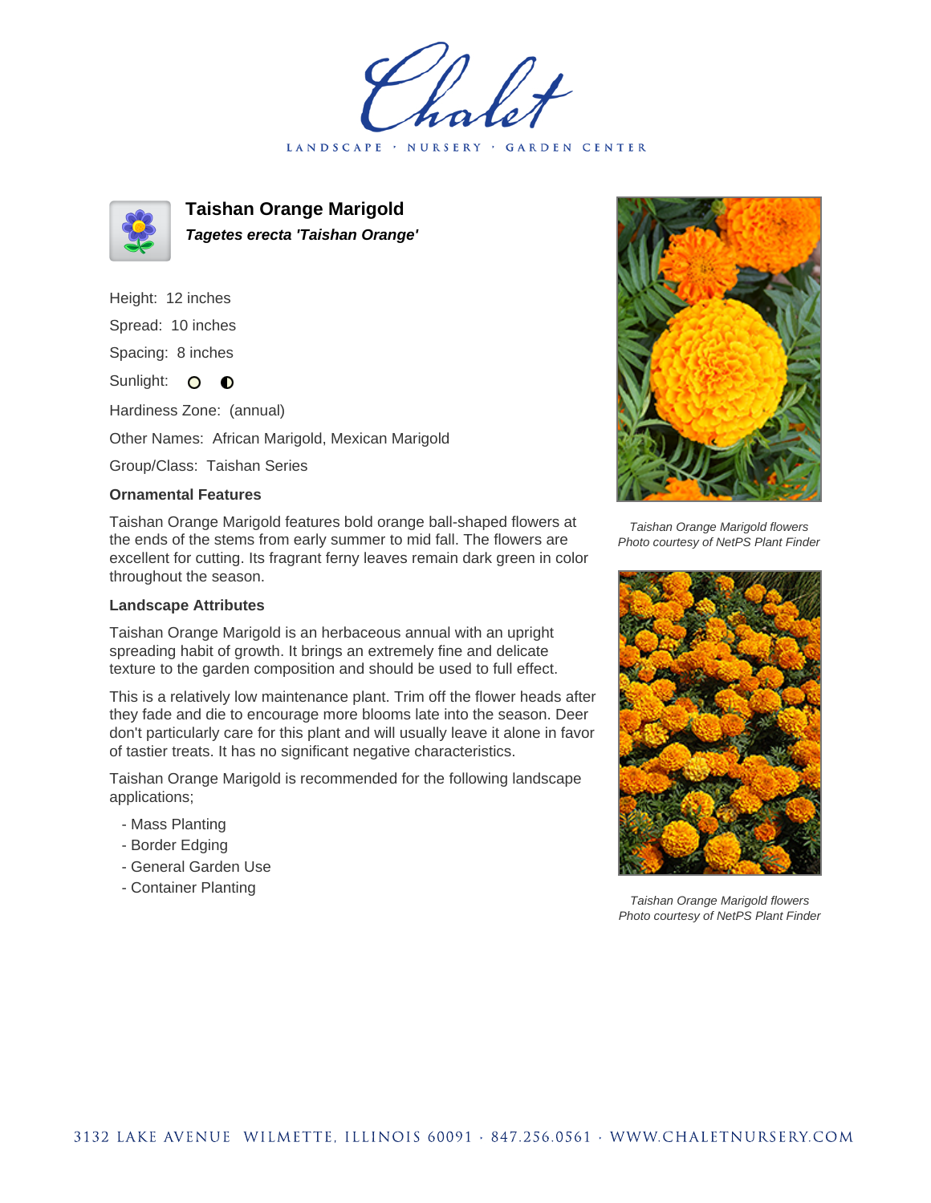# Taishan Orange Marigold

***Tagetes erecta 'Taishan Orange'***

Height: 12 inches

Spread: 10 inches

Spacing: 8 inches

Sunlight:

Hardiness Zone: (annual)

Other Names: African Marigold, Mexican Marigold

Group/Class: Taishan Series

### Ornamental Features

Taishan Orange Marigold features bold orange ball-shaped flowers at the ends of the stems from early summer to mid fall. The flowers are excellent for cutting. Its fragrant ferny leaves remain dark green in color throughout the season.

### Landscape Attributes

Taishan Orange Marigold is an herbaceous annual with an upright spreading habit of growth. It brings an extremely fine and delicate texture to the garden composition and should be used to full effect.

This is a relatively low maintenance plant. Trim off the flower heads after they fade and die to encourage more blooms late into the season. Deer don't particularly care for this plant and will usually leave it alone in favor of tastier treats. It has no significant negative characteristics.

Taishan Orange Marigold is recommended for the following landscape applications;

- Mass Planting
- Border Edging
- General Garden Use
- Container Planting

*Taishan Orange Marigold flowers*
*Photo courtesy of NetPS Plant Finder*

*Taishan Orange Marigold flowers*
*Photo courtesy of NetPS Plant Finder*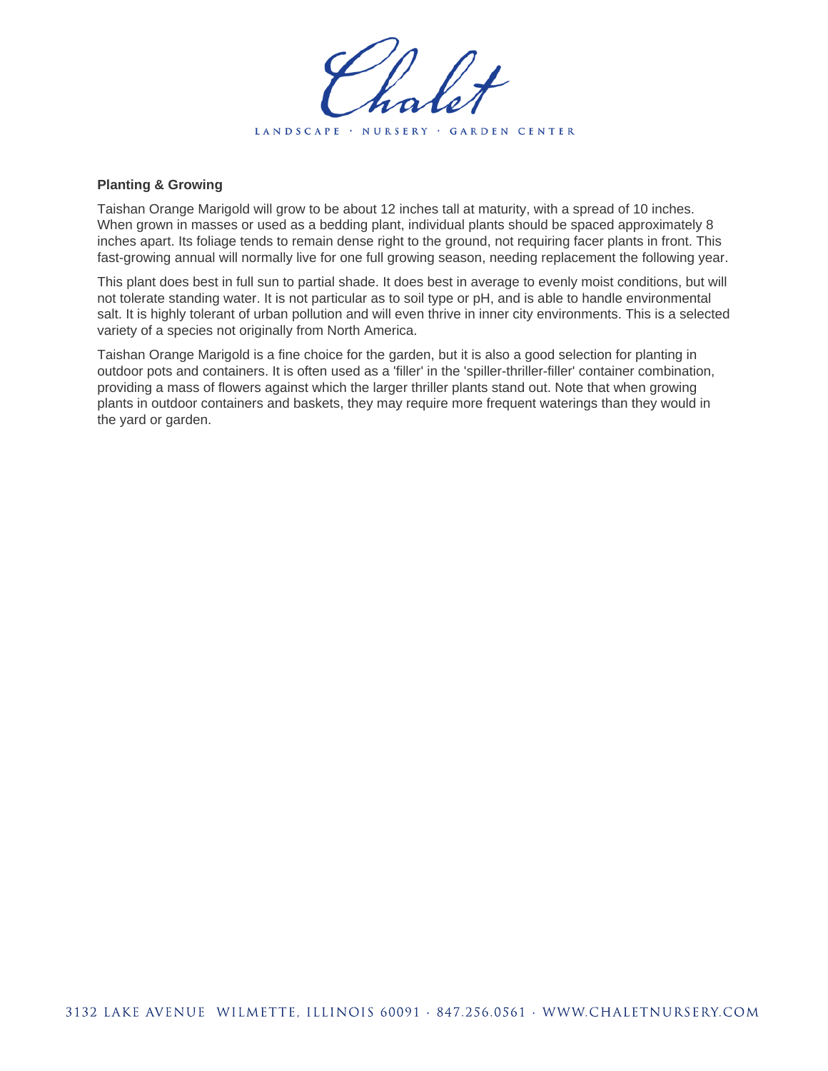**Planting & Growing**

Taishan Orange Marigold will grow to be about 12 inches tall at maturity, with a spread of 10 inches. When grown in masses or used as a bedding plant, individual plants should be spaced approximately 8 inches apart. Its foliage tends to remain dense right to the ground, not requiring facer plants in front. This fast-growing annual will normally live for one full growing season, needing replacement the following year.

This plant does best in full sun to partial shade. It does best in average to evenly moist conditions, but will not tolerate standing water. It is not particular as to soil type or pH, and is able to handle environmental salt. It is highly tolerant of urban pollution and will even thrive in inner city environments. This is a selected variety of a species not originally from North America.

Taishan Orange Marigold is a fine choice for the garden, but it is also a good selection for planting in outdoor pots and containers. It is often used as a 'filler' in the 'spiller-thriller-filler' container combination, providing a mass of flowers against which the larger thriller plants stand out. Note that when growing plants in outdoor containers and baskets, they may require more frequent waterings than they would in the yard or garden.